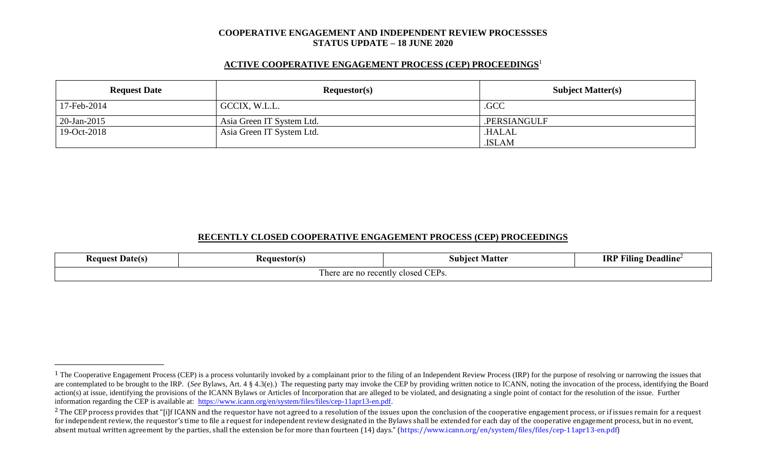**COOPERATIVE ENGAGEMENT AND INDEPENDENT REVIEW PROCESSSES**
**STATUS UPDATE – 18 JUNE 2020**

## ACTIVE COOPERATIVE ENGAGEMENT PROCESS (CEP) PROCEEDINGS[1]

| Request Date | Requestor(s) | Subject Matter(s) |
|---|---|---|
| 17-Feb-2014 | GCCIX, W.L.L. | .GCC |
| 20-Jan-2015 | Asia Green IT System Ltd. | .PERSIANGULF |
| 19-Oct-2018 | Asia Green IT System Ltd. | .HALAL<br>.ISLAM |

## RECENTLY CLOSED COOPERATIVE ENGAGEMENT PROCESS (CEP) PROCEEDINGS

| Request Date(s) | Requestor(s) | Subject Matter | IRP Filing Deadline[2] |
|---|---|---|---|
| There are no recently closed CEPs. | | | |

---

[1] The Cooperative Engagement Process (CEP) is a process voluntarily invoked by a complainant prior to the filing of an Independent Review Process (IRP) for the purpose of resolving or narrowing the issues that are contemplated to be brought to the IRP. (*See* Bylaws, Art. 4 § 4.3(e).) The requesting party may invoke the CEP by providing written notice to ICANN, noting the invocation of the process, identifying the Board action(s) at issue, identifying the provisions of the ICANN Bylaws or Articles of Incorporation that are alleged to be violated, and designating a single point of contact for the resolution of the issue. Further information regarding the CEP is available at: https://www.icann.org/en/system/files/files/cep-11apr13-en.pdf.

[2] The CEP process provides that "[i]f ICANN and the requestor have not agreed to a resolution of the issues upon the conclusion of the cooperative engagement process, or if issues remain for a request for independent review, the requestor's time to file a request for independent review designated in the Bylaws shall be extended for each day of the cooperative engagement process, but in no event, absent mutual written agreement by the parties, shall the extension be for more than fourteen (14) days." (https://www.icann.org/en/system/files/files/cep-11apr13-en.pdf)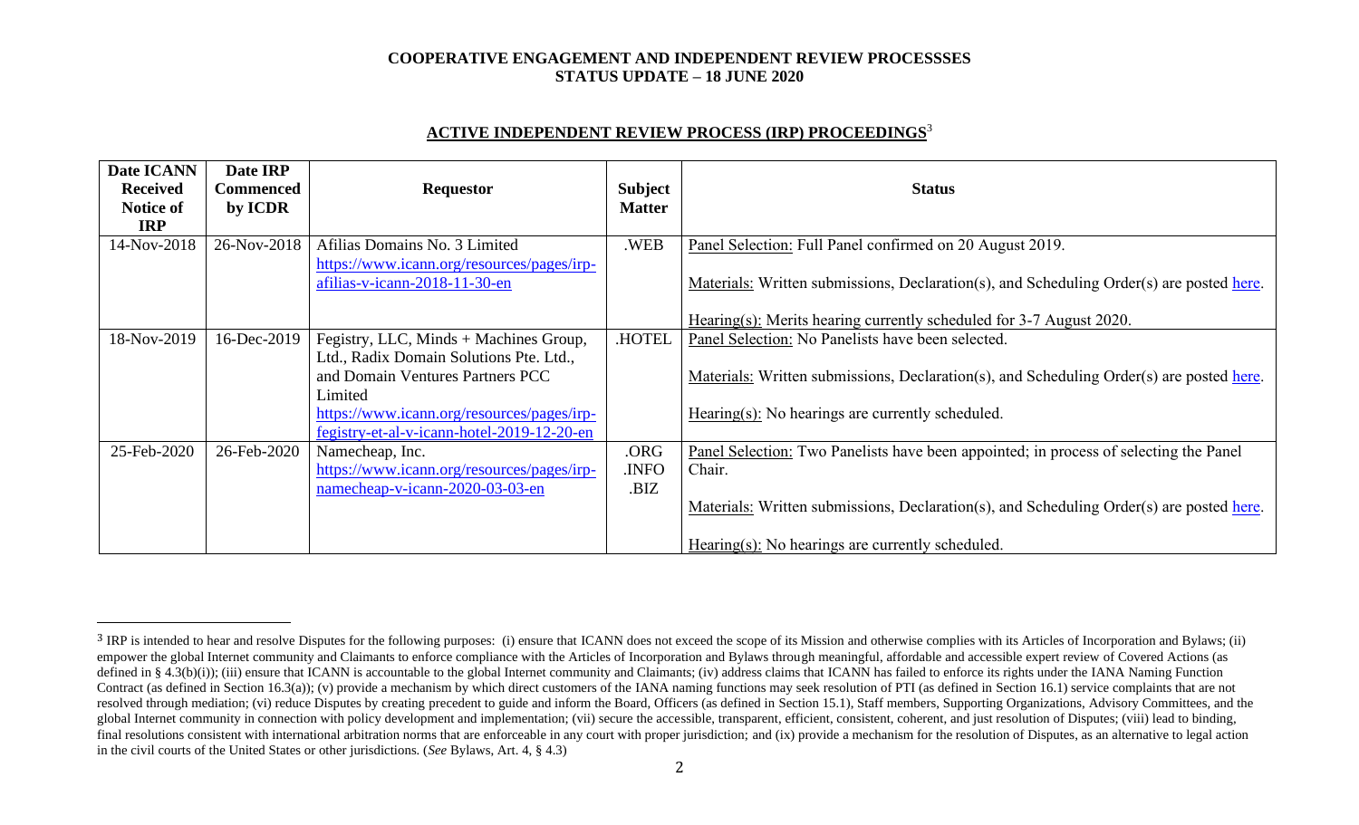**COOPERATIVE ENGAGEMENT AND INDEPENDENT REVIEW PROCESSSES**
**STATUS UPDATE – 18 JUNE 2020**

## ACTIVE INDEPENDENT REVIEW PROCESS (IRP) PROCEEDINGS[3]

| Date ICANN Received Notice of IRP | Date IRP Commenced by ICDR | Requestor | Subject Matter | Status |
|---|---|---|---|---|
| 14-Nov-2018 | 26-Nov-2018 | Afilias Domains No. 3 Limited https://www.icann.org/resources/pages/irp-afilias-v-icann-2018-11-30-en | .WEB | Panel Selection: Full Panel confirmed on 20 August 2019.<br><br>Materials: Written submissions, Declaration(s), and Scheduling Order(s) are posted here.<br><br>Hearing(s): Merits hearing currently scheduled for 3-7 August 2020. |
| 18-Nov-2019 | 16-Dec-2019 | Fegistry, LLC, Minds + Machines Group, Ltd., Radix Domain Solutions Pte. Ltd., and Domain Ventures Partners PCC Limited https://www.icann.org/resources/pages/irp-fegistry-et-al-v-icann-hotel-2019-12-20-en | .HOTEL | Panel Selection: No Panelists have been selected.<br><br>Materials: Written submissions, Declaration(s), and Scheduling Order(s) are posted here.<br><br>Hearing(s): No hearings are currently scheduled. |
| 25-Feb-2020 | 26-Feb-2020 | Namecheap, Inc. https://www.icann.org/resources/pages/irp-namecheap-v-icann-2020-03-03-en | .ORG .INFO .BIZ | Panel Selection: Two Panelists have been appointed; in process of selecting the Panel Chair.<br><br>Materials: Written submissions, Declaration(s), and Scheduling Order(s) are posted here.<br><br>Hearing(s): No hearings are currently scheduled. |

[3] IRP is intended to hear and resolve Disputes for the following purposes: (i) ensure that ICANN does not exceed the scope of its Mission and otherwise complies with its Articles of Incorporation and Bylaws; (ii) empower the global Internet community and Claimants to enforce compliance with the Articles of Incorporation and Bylaws through meaningful, affordable and accessible expert review of Covered Actions (as defined in § 4.3(b)(i)); (iii) ensure that ICANN is accountable to the global Internet community and Claimants; (iv) address claims that ICANN has failed to enforce its rights under the IANA Naming Function Contract (as defined in Section 16.3(a)); (v) provide a mechanism by which direct customers of the IANA naming functions may seek resolution of PTI (as defined in Section 16.1) service complaints that are not resolved through mediation; (vi) reduce Disputes by creating precedent to guide and inform the Board, Officers (as defined in Section 15.1), Staff members, Supporting Organizations, Advisory Committees, and the global Internet community in connection with policy development and implementation; (vii) secure the accessible, transparent, efficient, consistent, coherent, and just resolution of Disputes; (viii) lead to binding, final resolutions consistent with international arbitration norms that are enforceable in any court with proper jurisdiction; and (ix) provide a mechanism for the resolution of Disputes, as an alternative to legal action in the civil courts of the United States or other jurisdictions. (*See* Bylaws, Art. 4, § 4.3)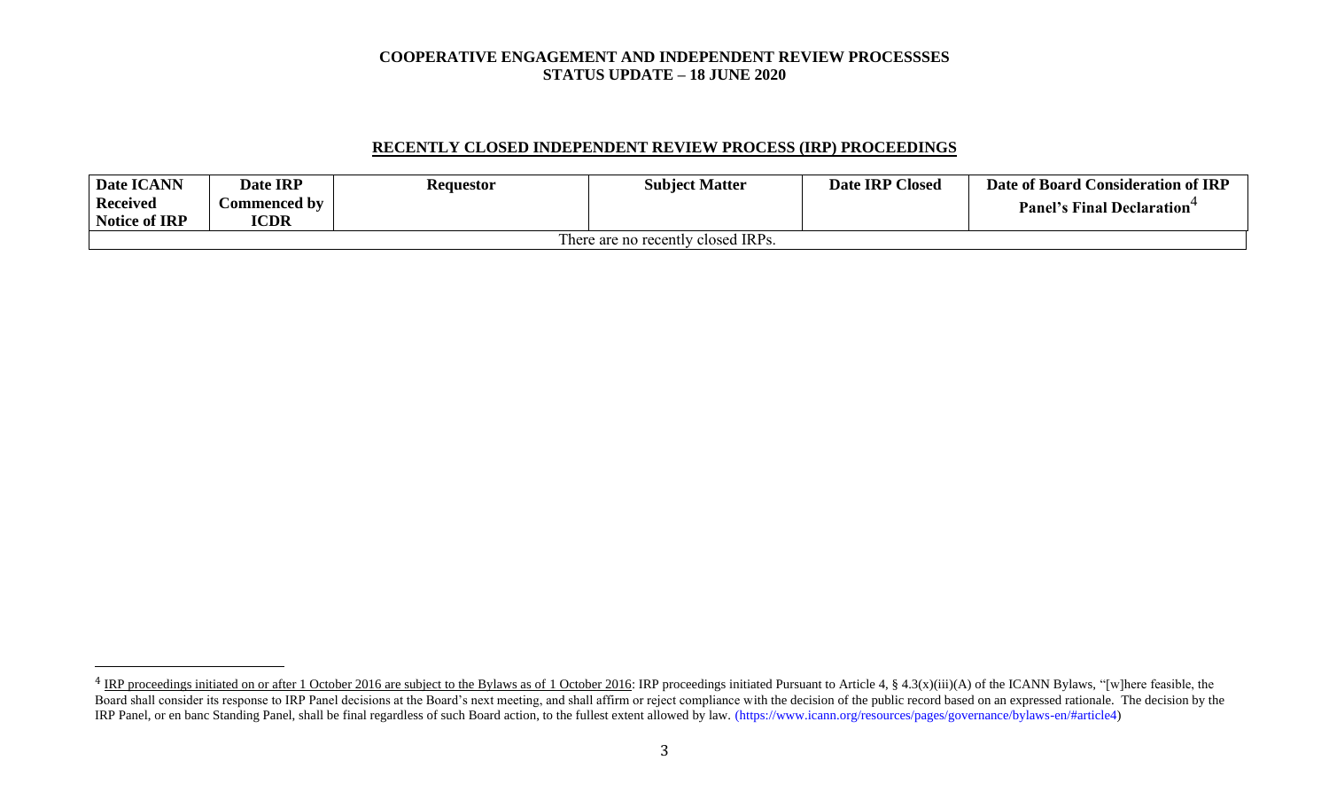# COOPERATIVE ENGAGEMENT AND INDEPENDENT REVIEW PROCESSSES
## STATUS UPDATE – 18 JUNE 2020

### RECENTLY CLOSED INDEPENDENT REVIEW PROCESS (IRP) PROCEEDINGS

| Date ICANN Received Notice of IRP | Date IRP Commenced by ICDR | Requestor | Subject Matter | Date IRP Closed | Date of Board Consideration of IRP Panel's Final Declaration[4] |
|---|---|---|---|---|---|
| There are no recently closed IRPs. | | | | | |

[4] IRP proceedings initiated on or after 1 October 2016 are subject to the Bylaws as of 1 October 2016: IRP proceedings initiated Pursuant to Article 4, § 4.3(x)(iii)(A) of the ICANN Bylaws, "[w]here feasible, the Board shall consider its response to IRP Panel decisions at the Board's next meeting, and shall affirm or reject compliance with the decision of the public record based on an expressed rationale. The decision by the IRP Panel, or en banc Standing Panel, shall be final regardless of such Board action, to the fullest extent allowed by law. (https://www.icann.org/resources/pages/governance/bylaws-en/#article4)